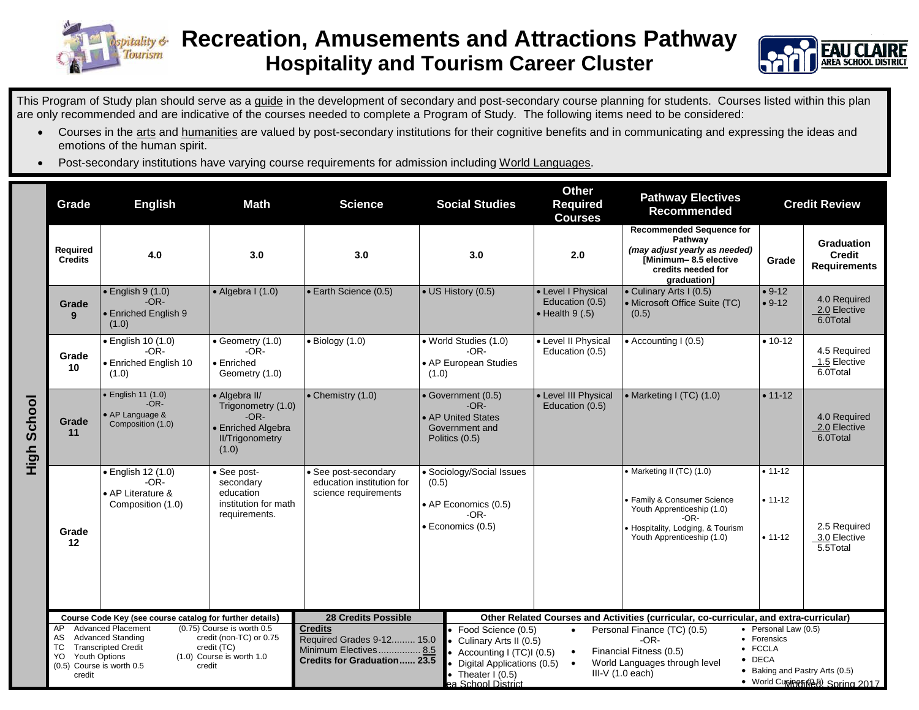# Recreation, Amusements and Attractions Pathway
## Hospitality and Tourism Career Cluster

This Program of Study plan should serve as a guide in the development of secondary and post-secondary course planning for students. Courses listed within this plan are only recommended and are indicative of the courses needed to complete a Program of Study. The following items need to be considered:

- Courses in the arts and humanities are valued by post-secondary institutions for their cognitive benefits and in communicating and expressing the ideas and emotions of the human spirit.
- Post-secondary institutions have varying course requirements for admission including World Languages.

**High School**

| Grade | English | Math | Science | Social Studies | Other Required Courses | Pathway Electives Recommended | Credit Review | |
|---|---|---|---|---|---|---|---|---|
| Required Credits | 4.0 | 3.0 | 3.0 | 3.0 | 2.0 | Recommended Sequence for Pathway *(may adjust yearly as needed)* [Minimum– 8.5 elective credits needed for graduation] | Grade | Graduation Credit Requirements |
| Grade 9 | • English 9 (1.0) -OR- • Enriched English 9 (1.0) | • Algebra I (1.0) | • Earth Science (0.5) | • US History (0.5) | • Level I Physical Education (0.5) • Health 9 (.5) | • Culinary Arts I (0.5) • Microsoft Office Suite (TC) (0.5) | • 9-12 • 9-12 | 4.0 Required 2.0 Elective 6.0Total |
| Grade 10 | • English 10 (1.0) -OR- • Enriched English 10 (1.0) | • Geometry (1.0) -OR- • Enriched Geometry (1.0) | • Biology (1.0) | • World Studies (1.0) -OR- • AP European Studies (1.0) | • Level II Physical Education (0.5) | • Accounting I (0.5) | • 10-12 | 4.5 Required 1.5 Elective 6.0Total |
| Grade 11 | • English 11 (1.0) -OR- • AP Language & Composition (1.0) | • Algebra II/ Trigonometry (1.0) -OR- • Enriched Algebra II/Trigonometry (1.0) | • Chemistry (1.0) | • Government (0.5) -OR- • AP United States Government and Politics (0.5) | • Level III Physical Education (0.5) | • Marketing I (TC) (1.0) | • 11-12 | 4.0 Required 2.0 Elective 6.0Total |
| Grade 12 | • English 12 (1.0) -OR- • AP Literature & Composition (1.0) | • See post-secondary education institution for math requirements. | • See post-secondary education institution for science requirements | • Sociology/Social Issues (0.5) • AP Economics (0.5) -OR- • Economics (0.5) | | • Marketing II (TC) (1.0) • Family & Consumer Science Youth Apprenticeship (1.0) -OR- • Hospitality, Lodging, & Tourism Youth Apprenticeship (1.0) | • 11-12 • 11-12 • 11-12 | 2.5 Required 3.0 Elective 5.5Total |

**Course Code Key (see course catalog for further details)**

- AP Advanced Placement
- AS Advanced Standing
- TC Transcripted Credit
- YO Youth Options
- (0.5) Course is worth 0.5 credit
- (0.75) Course is worth 0.5 credit (non-TC) or 0.75 credit (TC)
- (1.0) Course is worth 1.0 credit

**28 Credits Possible**

**Credits**
Required Grades 9-12......... 15.0
Minimum Electives................ 8.5
**Credits for Graduation...... 23.5**

**Other Related Courses and Activities (curricular, co-curricular, and extra-curricular)**

- Food Science (0.5)
- Culinary Arts II (0.5)
- Accounting I (TC)I (0.5)
- Digital Applications (0.5)
- Theater I (0.5)
- Personal Finance (TC) (0.5) -OR- Financial Fitness (0.5)
- World Languages through level III-V (1.0 each)
- Personal Law (0.5)
- Forensics
- FCCLA
- DECA
- Baking and Pastry Arts (0.5)
- World Cuisines (0.5)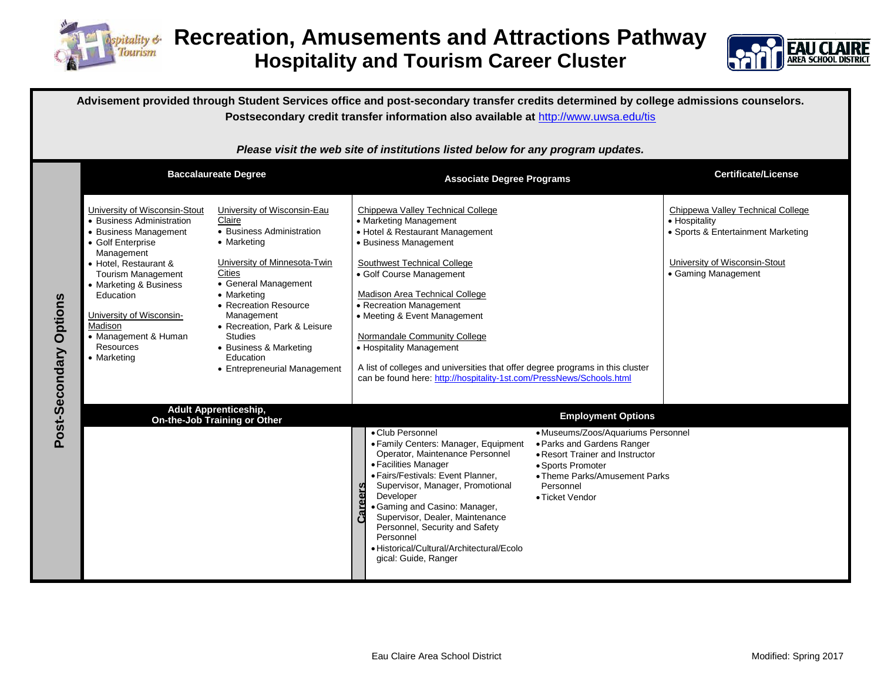# Recreation, Amusements and Attractions Pathway
## Hospitality and Tourism Career Cluster

**Advisement provided through Student Services office and post-secondary transfer credits determined by college admissions counselors.**
**Postsecondary credit transfer information also available at http://www.uwsa.edu/tis**

***Please visit the web site of institutions listed below for any program updates.***

## Post-Secondary Options

| Baccalaureate Degree | Associate Degree Programs | Certificate/License |
|---|---|---|
| University of Wisconsin-Stout<br>• Business Administration<br>• Business Management<br>• Golf Enterprise Management<br>• Hotel, Restaurant & Tourism Management<br>• Marketing & Business Education<br><br>University of Wisconsin-Madison<br>• Management & Human Resources<br>• Marketing<br><br>University of Wisconsin-Eau Claire<br>• Business Administration<br>• Marketing<br><br>University of Minnesota-Twin Cities<br>• General Management<br>• Marketing<br>• Recreation Resource Management<br>• Recreation, Park & Leisure Studies<br>• Business & Marketing Education<br>• Entrepreneurial Management | Chippewa Valley Technical College<br>• Marketing Management<br>• Hotel & Restaurant Management<br>• Business Management<br><br>Southwest Technical College<br>• Golf Course Management<br><br>Madison Area Technical College<br>• Recreation Management<br>• Meeting & Event Management<br><br>Normandale Community College<br>• Hospitality Management<br><br>A list of colleges and universities that offer degree programs in this cluster can be found here: http://hospitality-1st.com/PressNews/Schools.html | Chippewa Valley Technical College<br>• Hospitality<br>• Sports & Entertainment Marketing<br><br>University of Wisconsin-Stout<br>• Gaming Management |

| Adult Apprenticeship, On-the-Job Training or Other | Employment Options (Careers) |
|---|---|
| | • Club Personnel<br>• Family Centers: Manager, Equipment Operator, Maintenance Personnel<br>• Facilities Manager<br>• Fairs/Festivals: Event Planner, Supervisor, Manager, Promotional Developer<br>• Gaming and Casino: Manager, Supervisor, Dealer, Maintenance Personnel, Security and Safety Personnel<br>• Historical/Cultural/Architectural/Ecological: Guide, Ranger<br>• Museums/Zoos/Aquariums Personnel<br>• Parks and Gardens Ranger<br>• Resort Trainer and Instructor<br>• Sports Promoter<br>• Theme Parks/Amusement Parks Personnel<br>• Ticket Vendor |

Eau Claire Area School District

Modified: Spring 2017